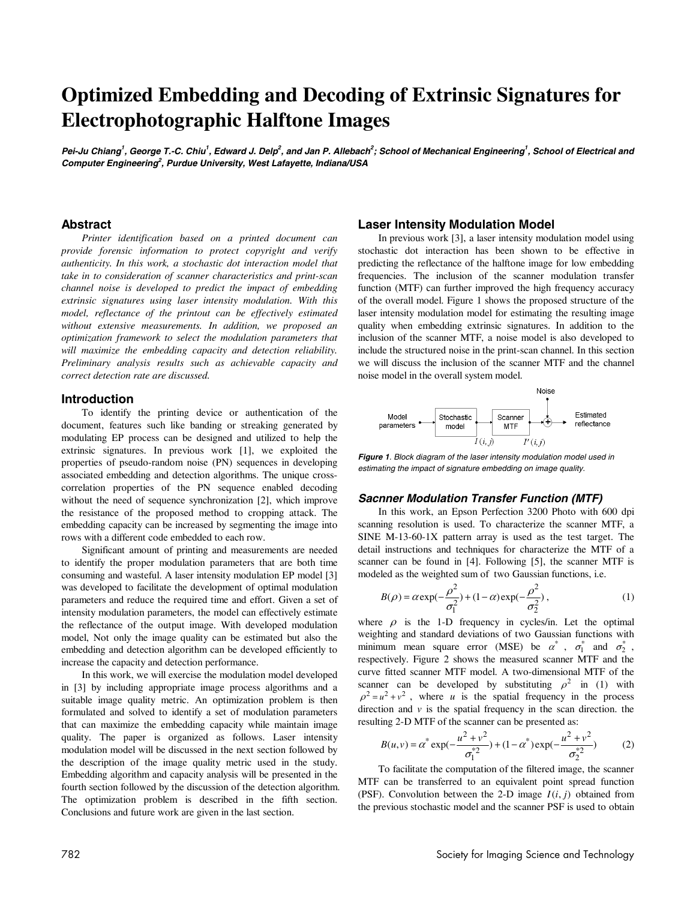# Optimized Embedding and Decoding of Extrinsic Signatures for Electrophotographic Halftone Images

***Pei-Ju Chiang[1], George T.-C. Chiu[1], Edward J. Delp[2], and Jan P. Allebach[2]; School of Mechanical Engineering[1], School of Electrical and Computer Engineering[2], Purdue University, West Lafayette, Indiana/USA***

## Abstract

*Printer identification based on a printed document can provide forensic information to protect copyright and verify authenticity. In this work, a stochastic dot interaction model that take in to consideration of scanner characteristics and print-scan channel noise is developed to predict the impact of embedding extrinsic signatures using laser intensity modulation. With this model, reflectance of the printout can be effectively estimated without extensive measurements. In addition, we proposed an optimization framework to select the modulation parameters that will maximize the embedding capacity and detection reliability. Preliminary analysis results such as achievable capacity and correct detection rate are discussed.*

## Introduction

To identify the printing device or authentication of the document, features such like banding or streaking generated by modulating EP process can be designed and utilized to help the extrinsic signatures. In previous work [1], we exploited the properties of pseudo-random noise (PN) sequences in developing associated embedding and detection algorithms. The unique cross-correlation properties of the PN sequence enabled decoding without the need of sequence synchronization [2], which improve the resistance of the proposed method to cropping attack. The embedding capacity can be increased by segmenting the image into rows with a different code embedded to each row.

Significant amount of printing and measurements are needed to identify the proper modulation parameters that are both time consuming and wasteful. A laser intensity modulation EP model [3] was developed to facilitate the development of optimal modulation parameters and reduce the required time and effort. Given a set of intensity modulation parameters, the model can effectively estimate the reflectance of the output image. With developed modulation model, Not only the image quality can be estimated but also the embedding and detection algorithm can be developed efficiently to increase the capacity and detection performance.

In this work, we will exercise the modulation model developed in [3] by including appropriate image process algorithms and a suitable image quality metric. An optimization problem is then formulated and solved to identify a set of modulation parameters that can maximize the embedding capacity while maintain image quality. The paper is organized as follows. Laser intensity modulation model will be discussed in the next section followed by the description of the image quality metric used in the study. Embedding algorithm and capacity analysis will be presented in the fourth section followed by the discussion of the detection algorithm. The optimization problem is described in the fifth section. Conclusions and future work are given in the last section.

## Laser Intensity Modulation Model

In previous work [3], a laser intensity modulation model using stochastic dot interaction has been shown to be effective in predicting the reflectance of the halftone image for low embedding frequencies. The inclusion of the scanner modulation transfer function (MTF) can further improved the high frequency accuracy of the overall model. Figure 1 shows the proposed structure of the laser intensity modulation model for estimating the resulting image quality when embedding extrinsic signatures. In addition to the inclusion of the scanner MTF, a noise model is also developed to include the structured noise in the print-scan channel. In this section we will discuss the inclusion of the scanner MTF and the channel noise model in the overall system model.

***Figure 1****. Block diagram of the laser intensity modulation model used in estimating the impact of signature embedding on image quality.*

### *Sacnner Modulation Transfer Function (MTF)*

In this work, an Epson Perfection 3200 Photo with 600 dpi scanning resolution is used. To characterize the scanner MTF, a SINE M-13-60-1X pattern array is used as the test target. The detail instructions and techniques for characterize the MTF of a scanner can be found in [4]. Following [5], the scanner MTF is modeled as the weighted sum of two Gaussian functions, i.e.

$$B(\rho) = \alpha \exp(-\frac{\rho^2}{\sigma_1^2}) + (1-\alpha)\exp(-\frac{\rho^2}{\sigma_2^2}), \tag{1}$$

where $\rho$ is the 1-D frequency in cycles/in. Let the optimal weighting and standard deviations of two Gaussian functions with minimum mean square error (MSE) be $\alpha^*$, $\sigma_1^*$ and $\sigma_2^*$, respectively. Figure 2 shows the measured scanner MTF and the curve fitted scanner MTF model. A two-dimensional MTF of the scanner can be developed by substituting $\rho^2$ in (1) with $\rho^2 = u^2 + v^2$, where $u$ is the spatial frequency in the process direction and $v$ is the spatial frequency in the scan direction. the resulting 2-D MTF of the scanner can be presented as:

$$B(u,v) = \alpha^* \exp(-\frac{u^2+v^2}{\sigma_1^{*2}}) + (1-\alpha^*)\exp(-\frac{u^2+v^2}{\sigma_2^{*2}}) \tag{2}$$

To facilitate the computation of the filtered image, the scanner MTF can be transferred to an equivalent point spread function (PSF). Convolution between the 2-D image $I(i,j)$ obtained from the previous stochastic model and the scanner PSF is used to obtain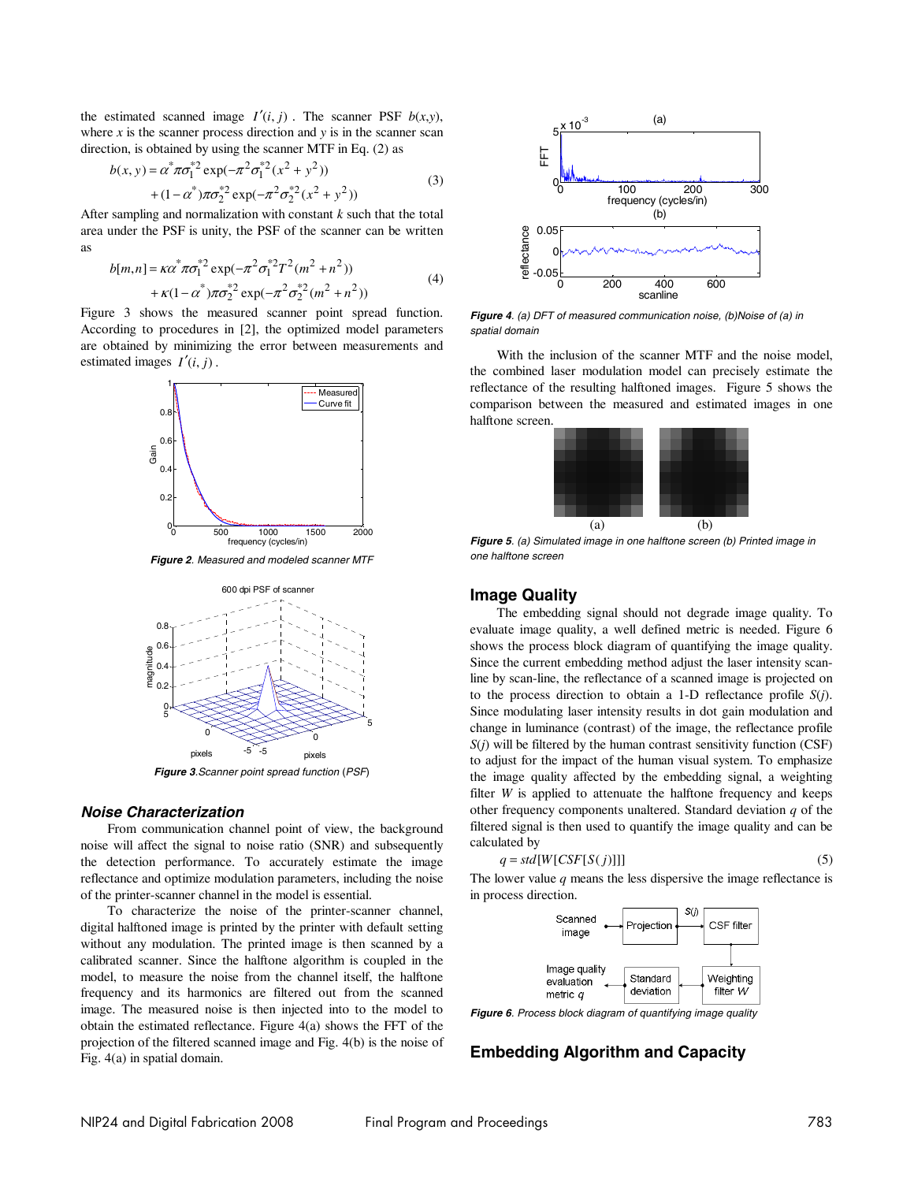the estimated scanned image $I'(i,j)$. The scanner PSF $b(x,y)$, where $x$ is the scanner process direction and $y$ is in the scanner scan direction, is obtained by using the scanner MTF in Eq. (2) as

$$b(x,y) = \alpha^* \pi \sigma_1^{*2} \exp(-\pi^2 \sigma_1^{*2}(x^2+y^2)) + (1-\alpha^*)\pi\sigma_2^{*2} \exp(-\pi^2 \sigma_2^{*2}(x^2+y^2)) \tag{3}$$

After sampling and normalization with constant $k$ such that the total area under the PSF is unity, the PSF of the scanner can be written as

$$b[m,n] = \kappa \alpha^* \pi \sigma_1^{*2} \exp(-\pi^2 \sigma_1^{*2} T^2 (m^2+n^2)) + \kappa(1-\alpha^*)\pi\sigma_2^{*2} \exp(-\pi^2 \sigma_2^{*2}(m^2+n^2)) \tag{4}$$

Figure 3 shows the measured scanner point spread function. According to procedures in [2], the optimized model parameters are obtained by minimizing the error between measurements and estimated images $I'(i,j)$.

*Figure 2. Measured and modeled scanner MTF*

*Figure 3. Scanner point spread function (PSF)*

### Noise Characterization

From communication channel point of view, the background noise will affect the signal to noise ratio (SNR) and subsequently the detection performance. To accurately estimate the image reflectance and optimize modulation parameters, including the noise of the printer-scanner channel in the model is essential.

To characterize the noise of the printer-scanner channel, digital halftoned image is printed by the printer with default setting without any modulation. The printed image is then scanned by a calibrated scanner. Since the halftone algorithm is coupled in the model, to measure the noise from the channel itself, the halftone frequency and its harmonics are filtered out from the scanned image. The measured noise is then injected into to the model to obtain the estimated reflectance. Figure 4(a) shows the FFT of the projection of the filtered scanned image and Fig. 4(b) is the noise of Fig. 4(a) in spatial domain.

*Figure 4. (a) DFT of measured communication noise, (b)Noise of (a) in spatial domain*

With the inclusion of the scanner MTF and the noise model, the combined laser modulation model can precisely estimate the reflectance of the resulting halftoned images. Figure 5 shows the comparison between the measured and estimated images in one halftone screen.

*Figure 5. (a) Simulated image in one halftone screen (b) Printed image in one halftone screen*

## Image Quality

The embedding signal should not degrade image quality. To evaluate image quality, a well defined metric is needed. Figure 6 shows the process block diagram of quantifying the image quality. Since the current embedding method adjust the laser intensity scan-line by scan-line, the reflectance of a scanned image is projected on to the process direction to obtain a 1-D reflectance profile $S(j)$. Since modulating laser intensity results in dot gain modulation and change in luminance (contrast) of the image, the reflectance profile $S(j)$ will be filtered by the human contrast sensitivity function (CSF) to adjust for the impact of the human visual system. To emphasize the image quality affected by the embedding signal, a weighting filter $W$ is applied to attenuate the halftone frequency and keeps other frequency components unaltered. Standard deviation $q$ of the filtered signal is then used to quantify the image quality and can be calculated by

$$q = std[W[CSF[S(j)]]] \tag{5}$$

The lower value $q$ means the less dispersive the image reflectance is in process direction.

*Figure 6. Process block diagram of quantifying image quality*

## Embedding Algorithm and Capacity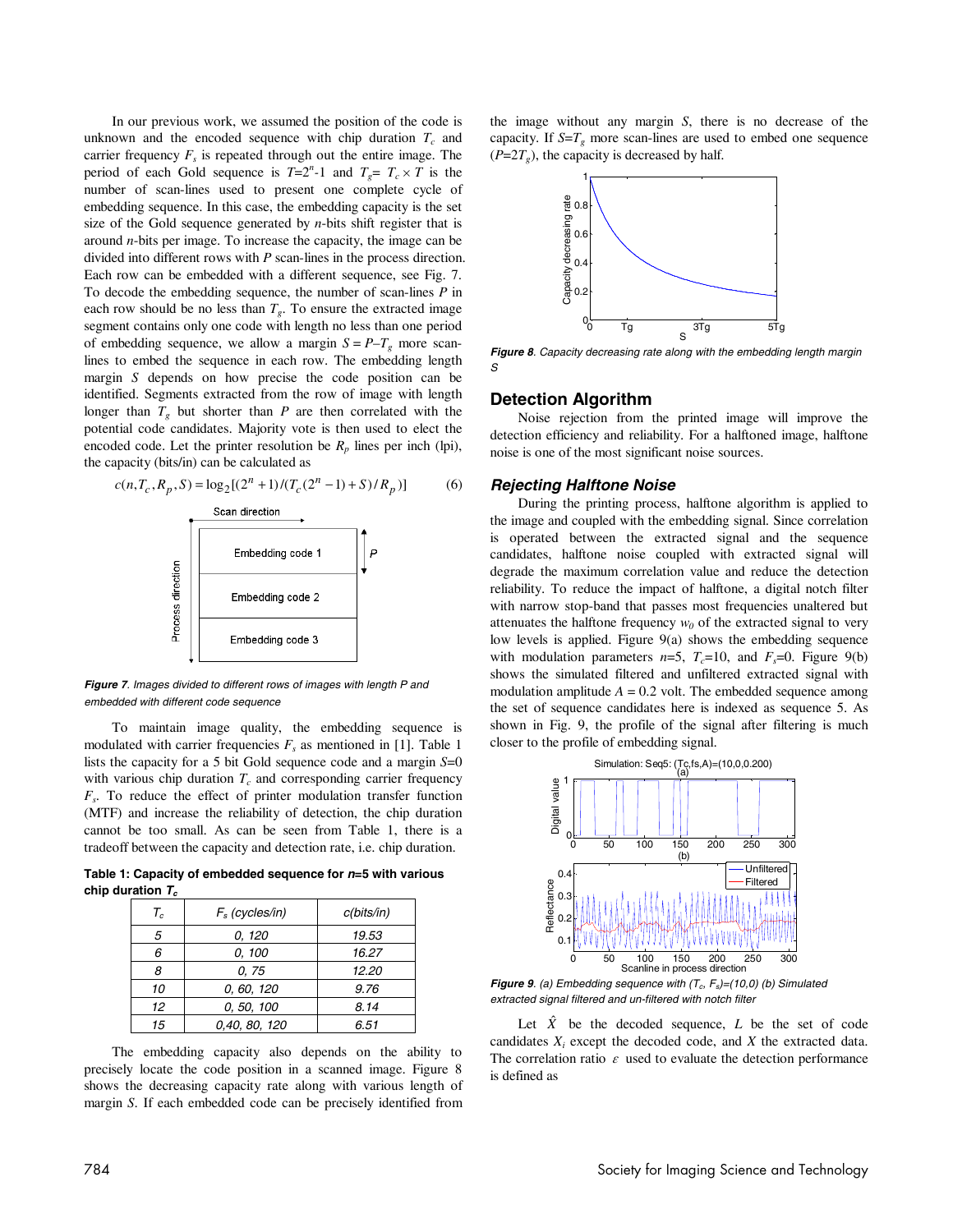In our previous work, we assumed the position of the code is unknown and the encoded sequence with chip duration $T_c$ and carrier frequency $F_s$ is repeated through out the entire image. The period of each Gold sequence is $T=2^n-1$ and $T_g= T_c \times T$ is the number of scan-lines used to present one complete cycle of embedding sequence. In this case, the embedding capacity is the set size of the Gold sequence generated by *n*-bits shift register that is around *n*-bits per image. To increase the capacity, the image can be divided into different rows with *P* scan-lines in the process direction. Each row can be embedded with a different sequence, see Fig. 7. To decode the embedding sequence, the number of scan-lines *P* in each row should be no less than $T_g$. To ensure the extracted image segment contains only one code with length no less than one period of embedding sequence, we allow a margin $S = P–T_g$ more scan-lines to embed the sequence in each row. The embedding length margin *S* depends on how precise the code position can be identified. Segments extracted from the row of image with length longer than $T_g$ but shorter than *P* are then correlated with the potential code candidates. Majority vote is then used to elect the encoded code. Let the printer resolution be $R_p$ lines per inch (lpi), the capacity (bits/in) can be calculated as

$$c(n,T_c,R_p,S) = \log_2[(2^n+1)/(T_c(2^n-1)+S)/R_p)] \qquad (6)$$

*Figure 7. Images divided to different rows of images with length P and embedded with different code sequence*

To maintain image quality, the embedding sequence is modulated with carrier frequencies $F_s$ as mentioned in [1]. Table 1 lists the capacity for a 5 bit Gold sequence code and a margin *S*=0 with various chip duration $T_c$ and corresponding carrier frequency $F_s$. To reduce the effect of printer modulation transfer function (MTF) and increase the reliability of detection, the chip duration cannot be too small. As can be seen from Table 1, there is a tradeoff between the capacity and detection rate, i.e. chip duration.

**Table 1: Capacity of embedded sequence for *n*=5 with various chip duration $T_c$**

| $T_c$ | $F_s$ (cycles/in) | c(bits/in) |
|---|---|---|
| 5 | 0, 120 | 19.53 |
| 6 | 0, 100 | 16.27 |
| 8 | 0, 75 | 12.20 |
| 10 | 0, 60, 120 | 9.76 |
| 12 | 0, 50, 100 | 8.14 |
| 15 | 0,40, 80, 120 | 6.51 |

The embedding capacity also depends on the ability to precisely locate the code position in a scanned image. Figure 8 shows the decreasing capacity rate along with various length of margin *S*. If each embedded code can be precisely identified from the image without any margin *S*, there is no decrease of the capacity. If $S=T_g$ more scan-lines are used to embed one sequence ($P=2T_g$), the capacity is decreased by half.

*Figure 8. Capacity decreasing rate along with the embedding length margin S*

## Detection Algorithm

Noise rejection from the printed image will improve the detection efficiency and reliability. For a halftoned image, halftone noise is one of the most significant noise sources.

### Rejecting Halftone Noise

During the printing process, halftone algorithm is applied to the image and coupled with the embedding signal. Since correlation is operated between the extracted signal and the sequence candidates, halftone noise coupled with extracted signal will degrade the maximum correlation value and reduce the detection reliability. To reduce the impact of halftone, a digital notch filter with narrow stop-band that passes most frequencies unaltered but attenuates the halftone frequency $w_0$ of the extracted signal to very low levels is applied. Figure 9(a) shows the embedding sequence with modulation parameters *n*=5, $T_c$=10, and $F_s$=0. Figure 9(b) shows the simulated filtered and unfiltered extracted signal with modulation amplitude *A* = 0.2 volt. The embedded sequence among the set of sequence candidates here is indexed as sequence 5. As shown in Fig. 9, the profile of the signal after filtering is much closer to the profile of embedding signal.

*Figure 9. (a) Embedding sequence with ($T_c$, $F_s$)=(10,0) (b) Simulated extracted signal filtered and un-filtered with notch filter*

Let $\hat{X}$ be the decoded sequence, *L* be the set of code candidates $X_i$ except the decoded code, and *X* the extracted data. The correlation ratio $\varepsilon$ used to evaluate the detection performance is defined as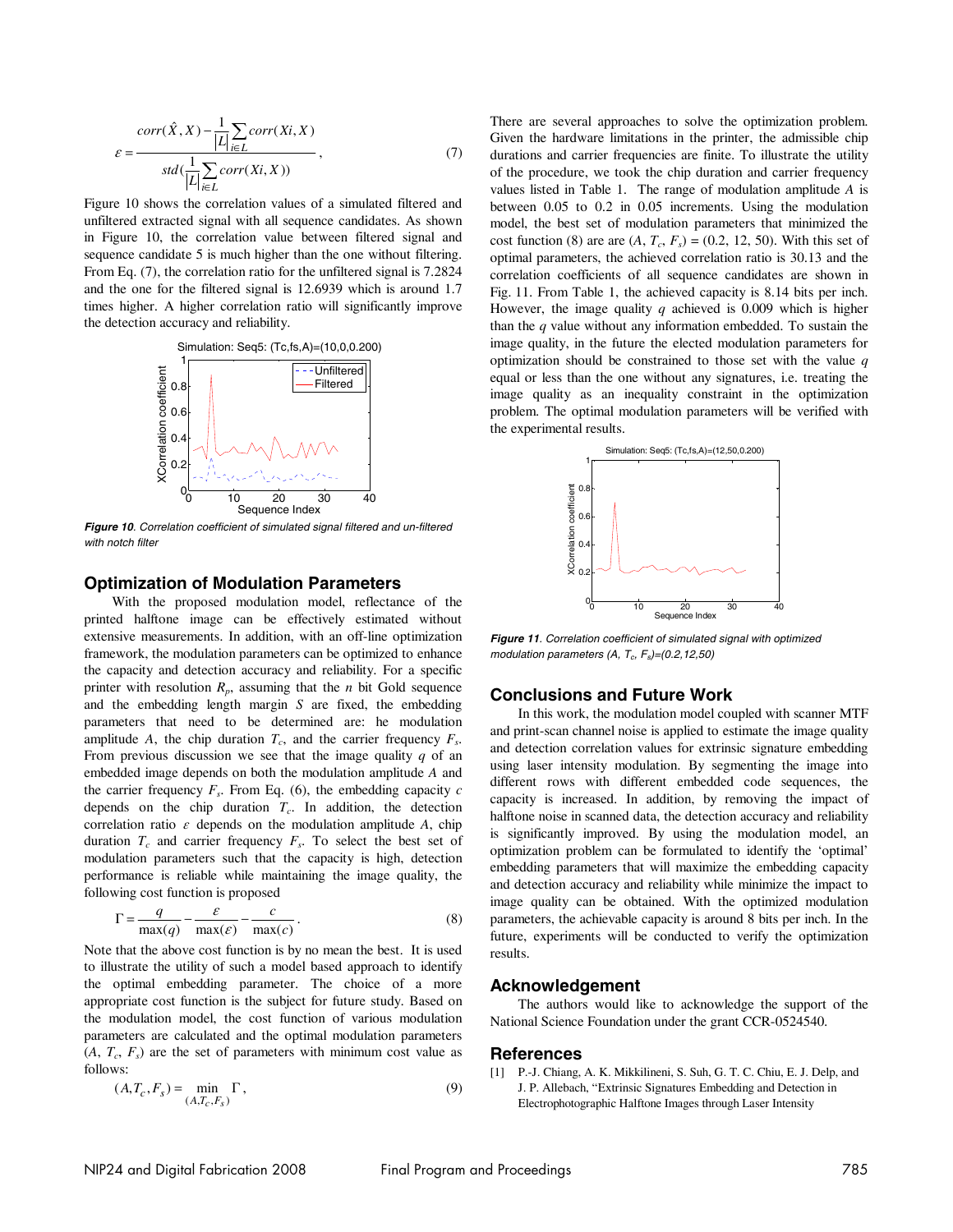$$\varepsilon = \frac{corr(\hat{X}, X) - \frac{1}{|L|}\sum_{i \in L} corr(Xi, X)}{std(\frac{1}{|L|}\sum_{i \in L} corr(Xi, X))}, \quad (7)$$

Figure 10 shows the correlation values of a simulated filtered and unfiltered extracted signal with all sequence candidates. As shown in Figure 10, the correlation value between filtered signal and sequence candidate 5 is much higher than the one without filtering. From Eq. (7), the correlation ratio for the unfiltered signal is 7.2824 and the one for the filtered signal is 12.6939 which is around 1.7 times higher. A higher correlation ratio will significantly improve the detection accuracy and reliability.

***Figure 10**. Correlation coefficient of simulated signal filtered and un-filtered with notch filter*

## Optimization of Modulation Parameters

With the proposed modulation model, reflectance of the printed halftone image can be effectively estimated without extensive measurements. In addition, with an off-line optimization framework, the modulation parameters can be optimized to enhance the capacity and detection accuracy and reliability. For a specific printer with resolution $R_p$, assuming that the $n$ bit Gold sequence and the embedding length margin $S$ are fixed, the embedding parameters that need to be determined are: he modulation amplitude $A$, the chip duration $T_c$, and the carrier frequency $F_s$. From previous discussion we see that the image quality $q$ of an embedded image depends on both the modulation amplitude $A$ and the carrier frequency $F_s$. From Eq. (6), the embedding capacity $c$ depends on the chip duration $T_c$. In addition, the detection correlation ratio $\varepsilon$ depends on the modulation amplitude $A$, chip duration $T_c$ and carrier frequency $F_s$. To select the best set of modulation parameters such that the capacity is high, detection performance is reliable while maintaining the image quality, the following cost function is proposed

$$\Gamma = \frac{q}{\max(q)} - \frac{\varepsilon}{\max(\varepsilon)} - \frac{c}{\max(c)}. \quad (8)$$

Note that the above cost function is by no mean the best. It is used to illustrate the utility of such a model based approach to identify the optimal embedding parameter. The choice of a more appropriate cost function is the subject for future study. Based on the modulation model, the cost function of various modulation parameters are calculated and the optimal modulation parameters $(A, T_c, F_s)$ are the set of parameters with minimum cost value as follows:

$$(A, T_c, F_s) = \min_{(A, T_c, F_s)} \Gamma, \quad (9)$$

There are several approaches to solve the optimization problem. Given the hardware limitations in the printer, the admissible chip durations and carrier frequencies are finite. To illustrate the utility of the procedure, we took the chip duration and carrier frequency values listed in Table 1. The range of modulation amplitude $A$ is between 0.05 to 0.2 in 0.05 increments. Using the modulation model, the best set of modulation parameters that minimized the cost function (8) are are $(A, T_c, F_s) = (0.2, 12, 50)$. With this set of optimal parameters, the achieved correlation ratio is 30.13 and the correlation coefficients of all sequence candidates are shown in Fig. 11. From Table 1, the achieved capacity is 8.14 bits per inch. However, the image quality $q$ achieved is 0.009 which is higher than the $q$ value without any information embedded. To sustain the image quality, in the future the elected modulation parameters for optimization should be constrained to those set with the value $q$ equal or less than the one without any signatures, i.e. treating the image quality as an inequality constraint in the optimization problem. The optimal modulation parameters will be verified with the experimental results.

***Figure 11**. Correlation coefficient of simulated signal with optimized modulation parameters $(A, T_c, F_s)=(0.2,12,50)$*

## Conclusions and Future Work

In this work, the modulation model coupled with scanner MTF and print-scan channel noise is applied to estimate the image quality and detection correlation values for extrinsic signature embedding using laser intensity modulation. By segmenting the image into different rows with different embedded code sequences, the capacity is increased. In addition, by removing the impact of halftone noise in scanned data, the detection accuracy and reliability is significantly improved. By using the modulation model, an optimization problem can be formulated to identify the 'optimal' embedding parameters that will maximize the embedding capacity and detection accuracy and reliability while minimize the impact to image quality can be obtained. With the optimized modulation parameters, the achievable capacity is around 8 bits per inch. In the future, experiments will be conducted to verify the optimization results.

## Acknowledgement

The authors would like to acknowledge the support of the National Science Foundation under the grant CCR-0524540.

## References

[1] P.-J. Chiang, A. K. Mikkilineni, S. Suh, G. T. C. Chiu, E. J. Delp, and J. P. Allebach, "Extrinsic Signatures Embedding and Detection in Electrophotographic Halftone Images through Laser Intensity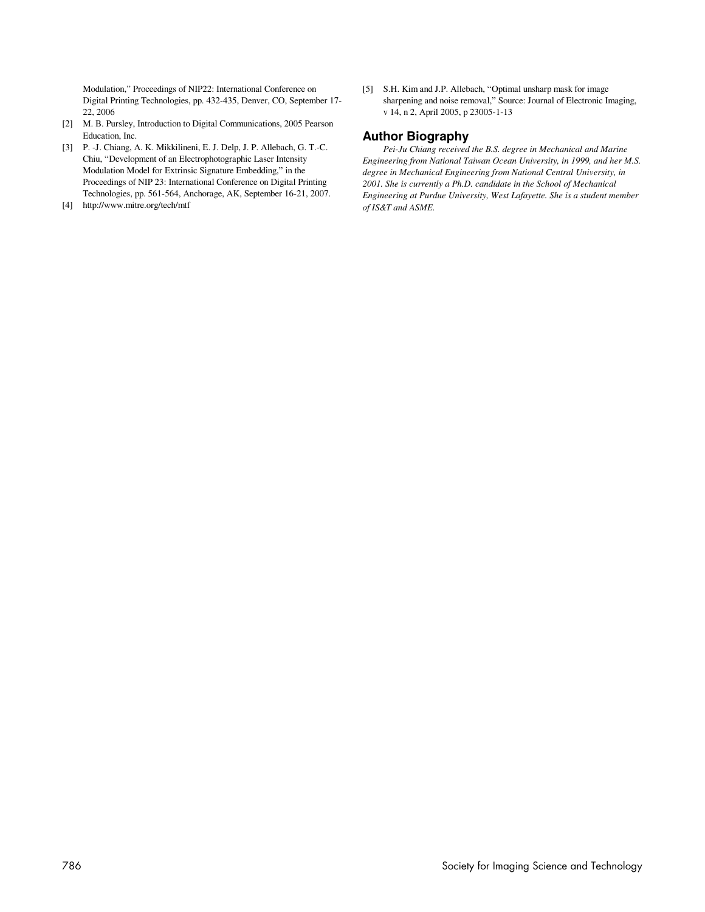Modulation," Proceedings of NIP22: International Conference on Digital Printing Technologies, pp. 432-435, Denver, CO, September 17-22, 2006

[2] M. B. Pursley, Introduction to Digital Communications, 2005 Pearson Education, Inc.

[3] P. -J. Chiang, A. K. Mikkilineni, E. J. Delp, J. P. Allebach, G. T.-C. Chiu, "Development of an Electrophotographic Laser Intensity Modulation Model for Extrinsic Signature Embedding," in the Proceedings of NIP 23: International Conference on Digital Printing Technologies, pp. 561-564, Anchorage, AK, September 16-21, 2007.

[4] http://www.mitre.org/tech/mtf

[5] S.H. Kim and J.P. Allebach, "Optimal unsharp mask for image sharpening and noise removal," Source: Journal of Electronic Imaging, v 14, n 2, April 2005, p 23005-1-13

## Author Biography

*Pei-Ju Chiang received the B.S. degree in Mechanical and Marine Engineering from National Taiwan Ocean University, in 1999, and her M.S. degree in Mechanical Engineering from National Central University, in 2001. She is currently a Ph.D. candidate in the School of Mechanical Engineering at Purdue University, West Lafayette. She is a student member of IS&T and ASME.*